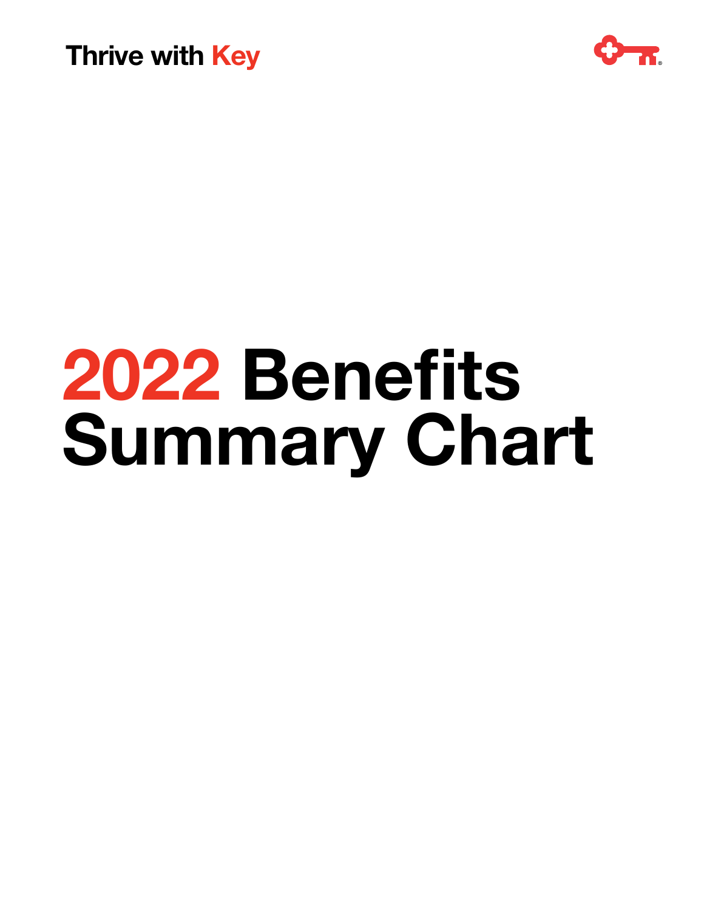Thrive with Key

# 2022 Benefits Summary Chart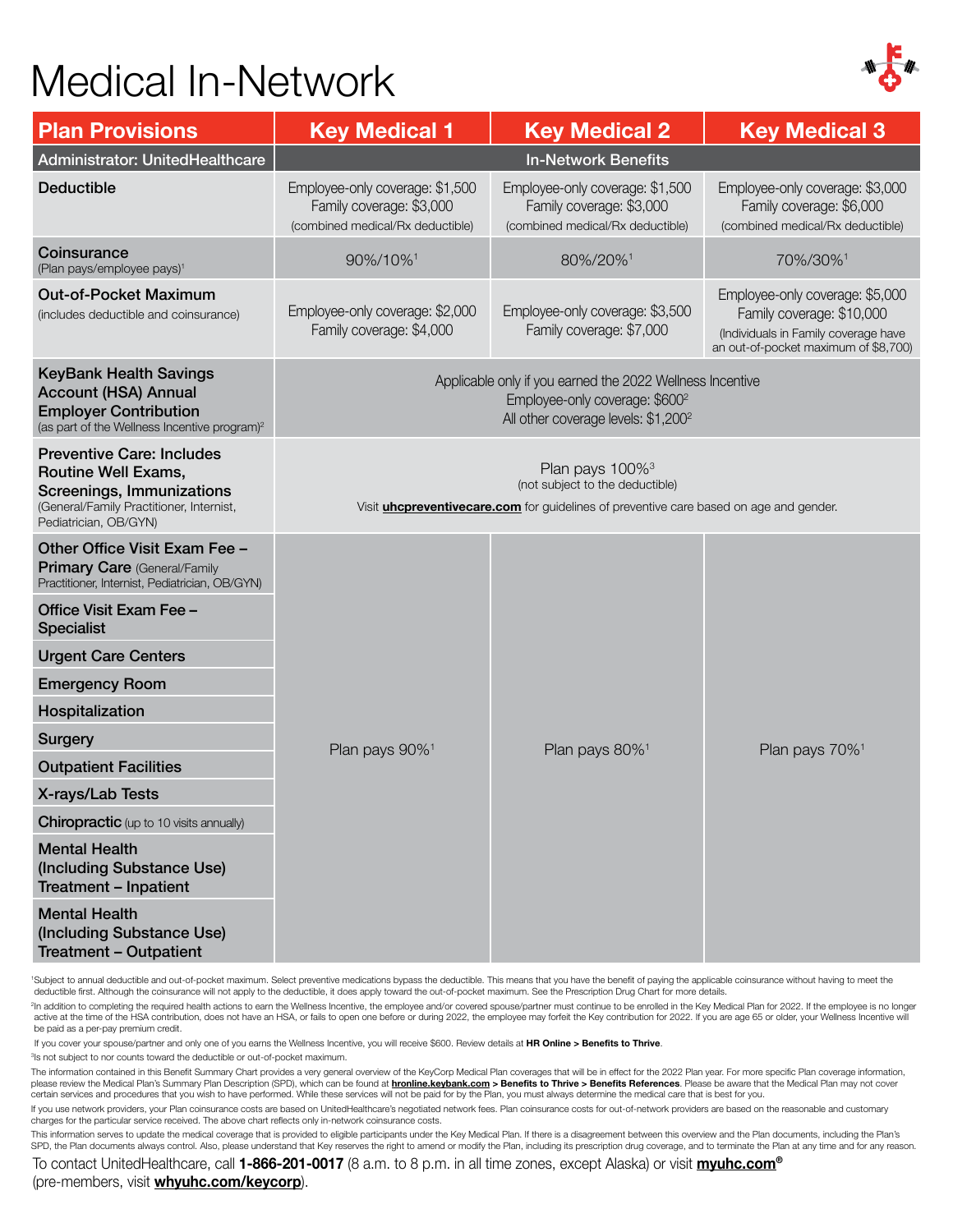# Medical In-Network

| Plan Provisions | Key Medical 1 | Key Medical 2 | Key Medical 3 |
|---|---|---|---|
| **Administrator: UnitedHealthcare** | **In-Network Benefits** | | |
| **Deductible** | Employee-only coverage: $1,500<br>Family coverage: $3,000<br>(combined medical/Rx deductible) | Employee-only coverage: $1,500<br>Family coverage: $3,000<br>(combined medical/Rx deductible) | Employee-only coverage: $3,000<br>Family coverage: $6,000<br>(combined medical/Rx deductible) |
| **Coinsurance**<br>(Plan pays/employee pays)[1] | 90%/10%[1] | 80%/20%[1] | 70%/30%[1] |
| **Out-of-Pocket Maximum**<br>(includes deductible and coinsurance) | Employee-only coverage: $2,000<br>Family coverage: $4,000 | Employee-only coverage: $3,500<br>Family coverage: $7,000 | Employee-only coverage: $5,000<br>Family coverage: $10,000<br>(Individuals in Family coverage have an out-of-pocket maximum of $8,700) |
| **KeyBank Health Savings Account (HSA) Annual Employer Contribution**<br>(as part of the Wellness Incentive program)[2] | Applicable only if you earned the 2022 Wellness Incentive<br>Employee-only coverage: $600[2]<br>All other coverage levels: $1,200[2] | | |
| **Preventive Care: Includes Routine Well Exams, Screenings, Immunizations**<br>(General/Family Practitioner, Internist, Pediatrician, OB/GYN) | Plan pays 100%[3]<br>(not subject to the deductible)<br>Visit **uhcpreventivecare.com** for guidelines of preventive care based on age and gender. | | |
| **Other Office Visit Exam Fee – Primary Care** (General/Family Practitioner, Internist, Pediatrician, OB/GYN) | Plan pays 90%[1] | Plan pays 80%[1] | Plan pays 70%[1] |
| **Office Visit Exam Fee – Specialist** | Plan pays 90%[1] | Plan pays 80%[1] | Plan pays 70%[1] |
| **Urgent Care Centers** | Plan pays 90%[1] | Plan pays 80%[1] | Plan pays 70%[1] |
| **Emergency Room** | Plan pays 90%[1] | Plan pays 80%[1] | Plan pays 70%[1] |
| **Hospitalization** | Plan pays 90%[1] | Plan pays 80%[1] | Plan pays 70%[1] |
| **Surgery** | Plan pays 90%[1] | Plan pays 80%[1] | Plan pays 70%[1] |
| **Outpatient Facilities** | Plan pays 90%[1] | Plan pays 80%[1] | Plan pays 70%[1] |
| **X-rays/Lab Tests** | Plan pays 90%[1] | Plan pays 80%[1] | Plan pays 70%[1] |
| **Chiropractic** (up to 10 visits annually) | Plan pays 90%[1] | Plan pays 80%[1] | Plan pays 70%[1] |
| **Mental Health (Including Substance Use) Treatment – Inpatient** | Plan pays 90%[1] | Plan pays 80%[1] | Plan pays 70%[1] |
| **Mental Health (Including Substance Use) Treatment – Outpatient** | Plan pays 90%[1] | Plan pays 80%[1] | Plan pays 70%[1] |

[1]Subject to annual deductible and out-of-pocket maximum. Select preventive medications bypass the deductible. This means that you have the benefit of paying the applicable coinsurance without having to meet the deductible first. Although the coinsurance will not apply to the deductible, it does apply toward the out-of-pocket maximum. See the Prescription Drug Chart for more details.

[2]In addition to completing the required health actions to earn the Wellness Incentive, the employee and/or covered spouse/partner must continue to be enrolled in the Key Medical Plan for 2022. If the employee is no longer active at the time of the HSA contribution, does not have an HSA, or fails to open one before or during 2022, the employee may forfeit the Key contribution for 2022. If you are age 65 or older, your Wellness Incentive will be paid as a per-pay premium credit.

If you cover your spouse/partner and only one of you earns the Wellness Incentive, you will receive $600. Review details at **HR Online > Benefits to Thrive**.

[3]Is not subject to nor counts toward the deductible or out-of-pocket maximum.

The information contained in this Benefit Summary Chart provides a very general overview of the KeyCorp Medical Plan coverages that will be in effect for the 2022 Plan year. For more specific Plan coverage information, please review the Medical Plan's Summary Plan Description (SPD), which can be found at **hronline.keybank.com > Benefits to Thrive > Benefits References**. Please be aware that the Medical Plan may not cover certain services and procedures that you wish to have performed. While these services will not be paid for by the Plan, you must always determine the medical care that is best for you.

If you use network providers, your Plan coinsurance costs are based on UnitedHealthcare's negotiated network fees. Plan coinsurance costs for out-of-network providers are based on the reasonable and customary charges for the particular service received. The above chart reflects only in-network coinsurance costs.

This information serves to update the medical coverage that is provided to eligible participants under the Key Medical Plan. If there is a disagreement between this overview and the Plan documents, including the Plan's SPD, the Plan documents always control. Also, please understand that Key reserves the right to amend or modify the Plan, including its prescription drug coverage, and to terminate the Plan at any time and for any reason.

To contact UnitedHealthcare, call **1-866-201-0017** (8 a.m. to 8 p.m. in all time zones, except Alaska) or visit **myuhc.com®** (pre-members, visit **whyuhc.com/keycorp**).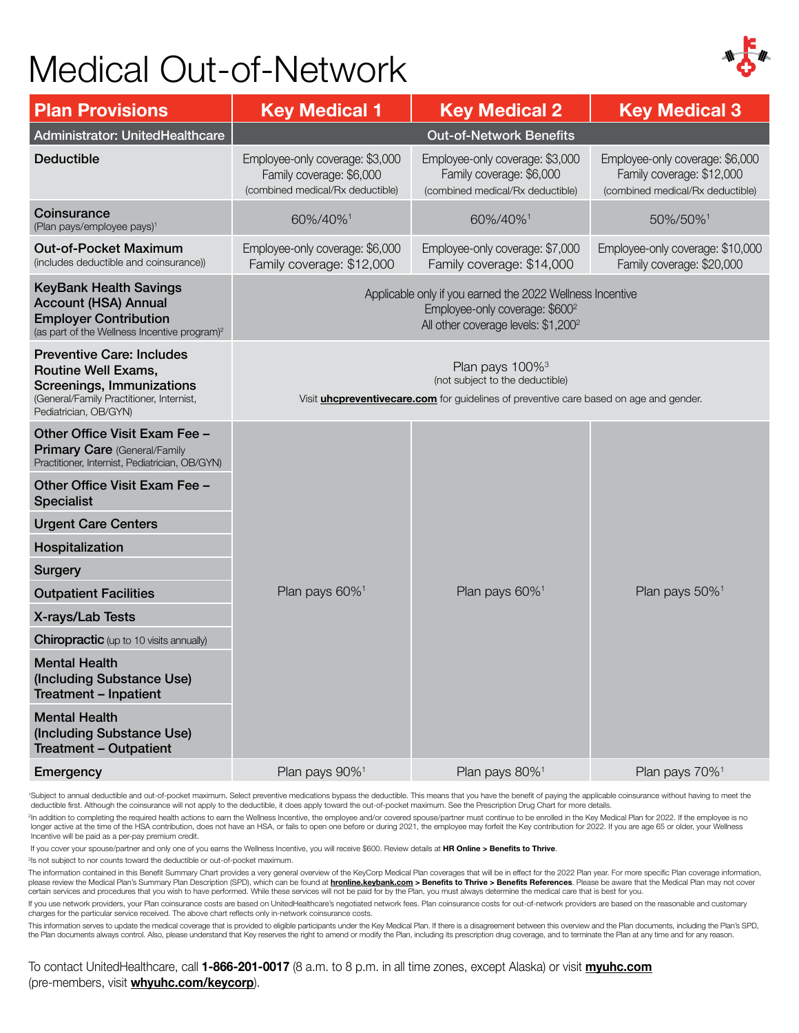# Medical Out-of-Network

| Plan Provisions | Key Medical 1 | Key Medical 2 | Key Medical 3 |
|---|---|---|---|
| Administrator: UnitedHealthcare | Out-of-Network Benefits | | |
| **Deductible** | Employee-only coverage: $3,000<br>Family coverage: $6,000<br>(combined medical/Rx deductible) | Employee-only coverage: $3,000<br>Family coverage: $6,000<br>(combined medical/Rx deductible) | Employee-only coverage: $6,000<br>Family coverage: $12,000<br>(combined medical/Rx deductible) |
| **Coinsurance**<br>(Plan pays/employee pays)[1] | 60%/40%[1] | 60%/40%[1] | 50%/50%[1] |
| **Out-of-Pocket Maximum**<br>(includes deductible and coinsurance)) | Employee-only coverage: $6,000<br>Family coverage: $12,000 | Employee-only coverage: $7,000<br>Family coverage: $14,000 | Employee-only coverage: $10,000<br>Family coverage: $20,000 |
| **KeyBank Health Savings Account (HSA) Annual Employer Contribution**<br>(as part of the Wellness Incentive program)[2] | Applicable only if you earned the 2022 Wellness Incentive<br>Employee-only coverage: $600[2]<br>All other coverage levels: $1,200[2] | | |
| **Preventive Care: Includes Routine Well Exams, Screenings, Immunizations**<br>(General/Family Practitioner, Internist, Pediatrician, OB/GYN) | Plan pays 100%[3]<br>(not subject to the deductible)<br>Visit **uhcpreventivecare.com** for guidelines of preventive care based on age and gender. | | |
| **Other Office Visit Exam Fee – Primary Care** (General/Family Practitioner, Internist, Pediatrician, OB/GYN) | Plan pays 60%[1] | Plan pays 60%[1] | Plan pays 50%[1] |
| **Other Office Visit Exam Fee – Specialist** | Plan pays 60%[1] | Plan pays 60%[1] | Plan pays 50%[1] |
| **Urgent Care Centers** | Plan pays 60%[1] | Plan pays 60%[1] | Plan pays 50%[1] |
| **Hospitalization** | Plan pays 60%[1] | Plan pays 60%[1] | Plan pays 50%[1] |
| **Surgery** | Plan pays 60%[1] | Plan pays 60%[1] | Plan pays 50%[1] |
| **Outpatient Facilities** | Plan pays 60%[1] | Plan pays 60%[1] | Plan pays 50%[1] |
| **X-rays/Lab Tests** | Plan pays 60%[1] | Plan pays 60%[1] | Plan pays 50%[1] |
| **Chiropractic** (up to 10 visits annually) | Plan pays 60%[1] | Plan pays 60%[1] | Plan pays 50%[1] |
| **Mental Health (Including Substance Use) Treatment – Inpatient** | Plan pays 60%[1] | Plan pays 60%[1] | Plan pays 50%[1] |
| **Mental Health (Including Substance Use) Treatment – Outpatient** | Plan pays 60%[1] | Plan pays 60%[1] | Plan pays 50%[1] |
| **Emergency** | Plan pays 90%[1] | Plan pays 80%[1] | Plan pays 70%[1] |

[1]Subject to annual deductible and out-of-pocket maximum. Select preventive medications bypass the deductible. This means that you have the benefit of paying the applicable coinsurance without having to meet the deductible first. Although the coinsurance will not apply to the deductible, it does apply toward the out-of-pocket maximum. See the Prescription Drug Chart for more details.

[2]In addition to completing the required health actions to earn the Wellness Incentive, the employee and/or covered spouse/partner must continue to be enrolled in the Key Medical Plan for 2022. If the employee is no longer active at the time of the HSA contribution, does not have an HSA, or fails to open one before or during 2021, the employee may forfeit the Key contribution for 2022. If you are age 65 or older, your Wellness Incentive will be paid as a per-pay premium credit.

If you cover your spouse/partner and only one of you earns the Wellness Incentive, you will receive $600. Review details at **HR Online > Benefits to Thrive**.

[3]Is not subject to nor counts toward the deductible or out-of-pocket maximum.

The information contained in this Benefit Summary Chart provides a very general overview of the KeyCorp Medical Plan coverages that will be in effect for the 2022 Plan year. For more specific Plan coverage information, please review the Medical Plan's Summary Plan Description (SPD), which can be found at **hronline.keybank.com > Benefits to Thrive > Benefits References**. Please be aware that the Medical Plan may not cover certain services and procedures that you wish to have performed. While these services will not be paid for by the Plan, you must always determine the medical care that is best for you.

If you use network providers, your Plan coinsurance costs are based on UnitedHealthcare's negotiated network fees. Plan coinsurance costs for out-of-network providers are based on the reasonable and customary charges for the particular service received. The above chart reflects only in-network coinsurance costs.

This information serves to update the medical coverage that is provided to eligible participants under the Key Medical Plan. If there is a disagreement between this overview and the Plan documents, including the Plan's SPD, the Plan documents always control. Also, please understand that Key reserves the right to amend or modify the Plan, including its prescription drug coverage, and to terminate the Plan at any time and for any reason.

To contact UnitedHealthcare, call **1-866-201-0017** (8 a.m. to 8 p.m. in all time zones, except Alaska) or visit **myuhc.com** (pre-members, visit **whyuhc.com/keycorp**).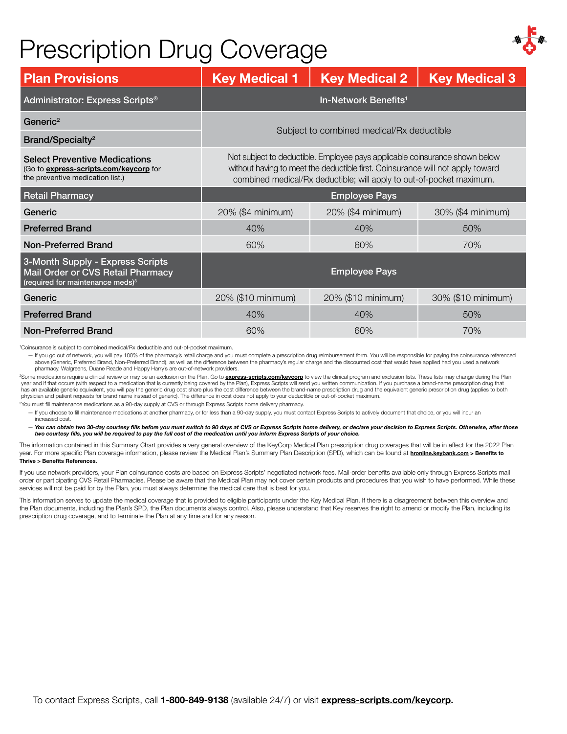# Prescription Drug Coverage

| Plan Provisions | Key Medical 1 | Key Medical 2 | Key Medical 3 |
|---|---|---|---|
| Administrator: Express Scripts® | In-Network Benefits[1] | | |
| Generic[2] | Subject to combined medical/Rx deductible | | |
| Brand/Specialty[2] | | | |
| **Select Preventive Medications** (Go to **express-scripts.com/keycorp** for the preventive medication list.) | Not subject to deductible. Employee pays applicable coinsurance shown below without having to meet the deductible first. Coinsurance will not apply toward combined medical/Rx deductible; will apply to out-of-pocket maximum. | | |
| **Retail Pharmacy** | Employee Pays | | |
| Generic | 20% ($4 minimum) | 20% ($4 minimum) | 30% ($4 minimum) |
| Preferred Brand | 40% | 40% | 50% |
| Non-Preferred Brand | 60% | 60% | 70% |
| **3-Month Supply - Express Scripts Mail Order or CVS Retail Pharmacy** (required for maintenance meds)[3] | Employee Pays | | |
| Generic | 20% ($10 minimum) | 20% ($10 minimum) | 30% ($10 minimum) |
| Preferred Brand | 40% | 40% | 50% |
| Non-Preferred Brand | 60% | 60% | 70% |

[1]Coinsurance is subject to combined medical/Rx deductible and out-of-pocket maximum.

— If you go out of network, you will pay 100% of the pharmacy's retail charge and you must complete a prescription drug reimbursement form. You will be responsible for paying the coinsurance referenced above (Generic, Preferred Brand, Non-Preferred Brand), as well as the difference between the pharmacy's regular charge and the discounted cost that would have applied had you used a network pharmacy. Walgreens, Duane Reade and Happy Harry's are out-of-network providers.

[2]Some medications require a clinical review or may be an exclusion on the Plan. Go to **express-scripts.com/keycorp** to view the clinical program and exclusion lists. These lists may change during the Plan year and if that occurs (with respect to a medication that is currently being covered by the Plan), Express Scripts will send you written communication. If you purchase a brand-name prescription drug that has an available generic equivalent, you will pay the generic drug cost share plus the cost difference between the brand-name prescription drug and the equivalent generic prescription drug (applies to both physician and patient requests for brand name instead of generic). The difference in cost does not apply to your deductible or out-of-pocket maximum.

[3]You must fill maintenance medications as a 90-day supply at CVS or through Express Scripts home delivery pharmacy.

— If you choose to fill maintenance medications at another pharmacy, or for less than a 90-day supply, you must contact Express Scripts to actively document that choice, or you will incur an increased cost.

— ***You can obtain two 30-day courtesy fills before you must switch to 90 days at CVS or Express Scripts home delivery, or declare your decision to Express Scripts. Otherwise, after those two courtesy fills, you will be required to pay the full cost of the medication until you inform Express Scripts of your choice.***

The information contained in this Summary Chart provides a very general overview of the KeyCorp Medical Plan prescription drug coverages that will be in effect for the 2022 Plan year. For more specific Plan coverage information, please review the Medical Plan's Summary Plan Description (SPD), which can be found at **hronline.keybank.com > Benefits to Thrive > Benefits References**.

If you use network providers, your Plan coinsurance costs are based on Express Scripts' negotiated network fees. Mail-order benefits available only through Express Scripts mail order or participating CVS Retail Pharmacies. Please be aware that the Medical Plan may not cover certain products and procedures that you wish to have performed. While these services will not be paid for by the Plan, you must always determine the medical care that is best for you.

This information serves to update the medical coverage that is provided to eligible participants under the Key Medical Plan. If there is a disagreement between this overview and the Plan documents, including the Plan's SPD, the Plan documents always control. Also, please understand that Key reserves the right to amend or modify the Plan, including its prescription drug coverage, and to terminate the Plan at any time and for any reason.

To contact Express Scripts, call **1-800-849-9138** (available 24/7) or visit **express-scripts.com/keycorp.**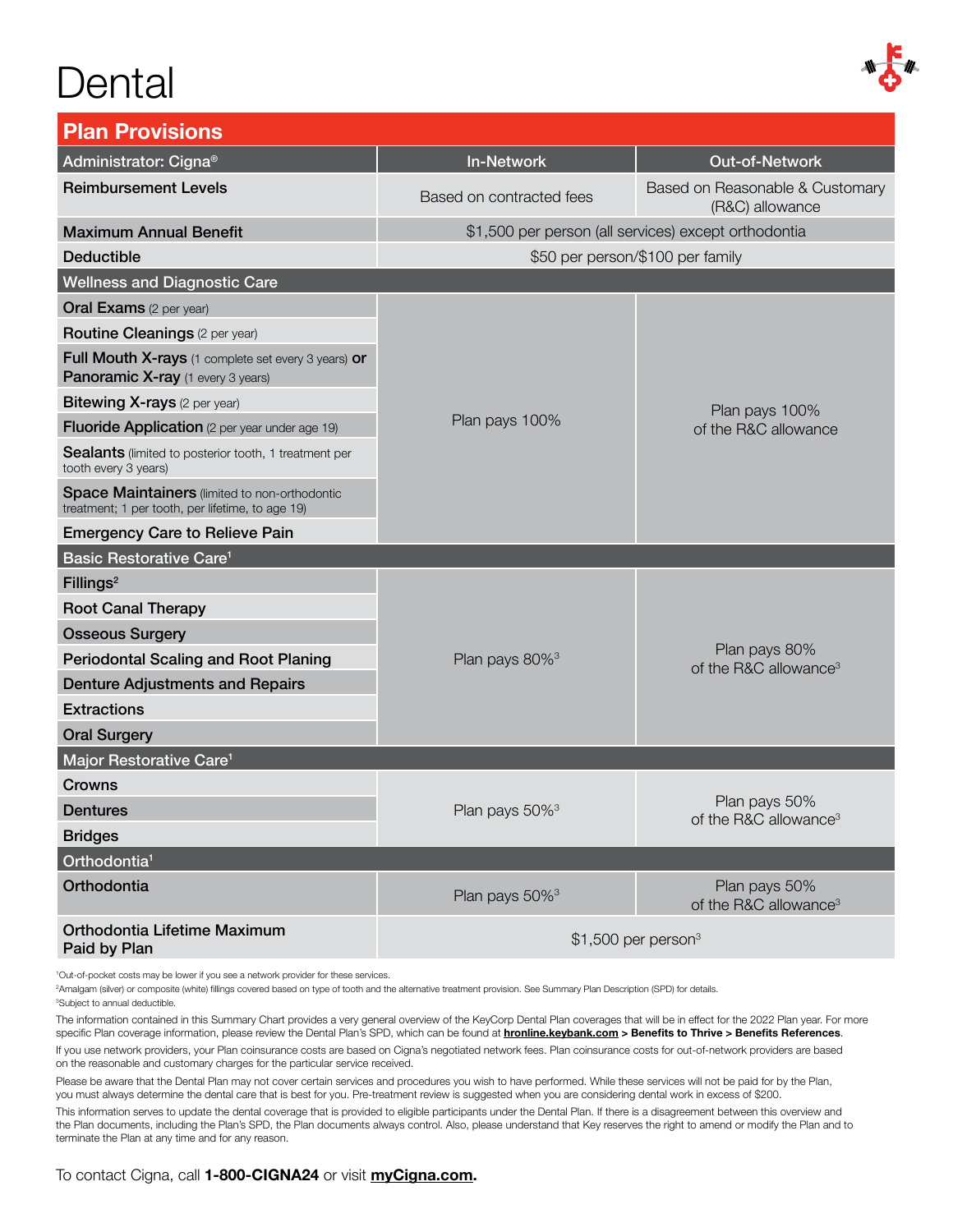# Dental

| Plan Provisions | | |
|---|---|---|
| **Administrator: Cigna®** | **In-Network** | **Out-of-Network** |
| **Reimbursement Levels** | Based on contracted fees | Based on Reasonable & Customary (R&C) allowance |
| **Maximum Annual Benefit** | $1,500 per person (all services) except orthodontia | |
| **Deductible** | $50 per person/$100 per family | |
| **Wellness and Diagnostic Care** | | |
| **Oral Exams** (2 per year) | Plan pays 100% | Plan pays 100% of the R&C allowance |
| **Routine Cleanings** (2 per year) | Plan pays 100% | Plan pays 100% of the R&C allowance |
| **Full Mouth X-rays** (1 complete set every 3 years) **or Panoramic X-ray** (1 every 3 years) | Plan pays 100% | Plan pays 100% of the R&C allowance |
| **Bitewing X-rays** (2 per year) | Plan pays 100% | Plan pays 100% of the R&C allowance |
| **Fluoride Application** (2 per year under age 19) | Plan pays 100% | Plan pays 100% of the R&C allowance |
| **Sealants** (limited to posterior tooth, 1 treatment per tooth every 3 years) | Plan pays 100% | Plan pays 100% of the R&C allowance |
| **Space Maintainers** (limited to non-orthodontic treatment; 1 per tooth, per lifetime, to age 19) | Plan pays 100% | Plan pays 100% of the R&C allowance |
| **Emergency Care to Relieve Pain** | Plan pays 100% | Plan pays 100% of the R&C allowance |
| **Basic Restorative Care**[1] | | |
| **Fillings**[2] | Plan pays 80%[3] | Plan pays 80% of the R&C allowance[3] |
| **Root Canal Therapy** | Plan pays 80%[3] | Plan pays 80% of the R&C allowance[3] |
| **Osseous Surgery** | Plan pays 80%[3] | Plan pays 80% of the R&C allowance[3] |
| **Periodontal Scaling and Root Planing** | Plan pays 80%[3] | Plan pays 80% of the R&C allowance[3] |
| **Denture Adjustments and Repairs** | Plan pays 80%[3] | Plan pays 80% of the R&C allowance[3] |
| **Extractions** | Plan pays 80%[3] | Plan pays 80% of the R&C allowance[3] |
| **Oral Surgery** | Plan pays 80%[3] | Plan pays 80% of the R&C allowance[3] |
| **Major Restorative Care**[1] | | |
| **Crowns** | Plan pays 50%[3] | Plan pays 50% of the R&C allowance[3] |
| **Dentures** | Plan pays 50%[3] | Plan pays 50% of the R&C allowance[3] |
| **Bridges** | Plan pays 50%[3] | Plan pays 50% of the R&C allowance[3] |
| **Orthodontia**[1] | | |
| **Orthodontia** | Plan pays 50%[3] | Plan pays 50% of the R&C allowance[3] |
| **Orthodontia Lifetime Maximum Paid by Plan** | $1,500 per person[3] | |

[1]Out-of-pocket costs may be lower if you see a network provider for these services.
[2]Amalgam (silver) or composite (white) fillings covered based on type of tooth and the alternative treatment provision. See Summary Plan Description (SPD) for details.
[3]Subject to annual deductible.

The information contained in this Summary Chart provides a very general overview of the KeyCorp Dental Plan coverages that will be in effect for the 2022 Plan year. For more specific Plan coverage information, please review the Dental Plan's SPD, which can be found at **hronline.keybank.com > Benefits to Thrive > Benefits References**.

If you use network providers, your Plan coinsurance costs are based on Cigna's negotiated network fees. Plan coinsurance costs for out-of-network providers are based on the reasonable and customary charges for the particular service received.

Please be aware that the Dental Plan may not cover certain services and procedures you wish to have performed. While these services will not be paid for by the Plan, you must always determine the dental care that is best for you. Pre-treatment review is suggested when you are considering dental work in excess of $200.

This information serves to update the dental coverage that is provided to eligible participants under the Dental Plan. If there is a disagreement between this overview and the Plan documents, including the Plan's SPD, the Plan documents always control. Also, please understand that Key reserves the right to amend or modify the Plan and to terminate the Plan at any time and for any reason.

To contact Cigna, call **1-800-CIGNA24** or visit **myCigna.com.**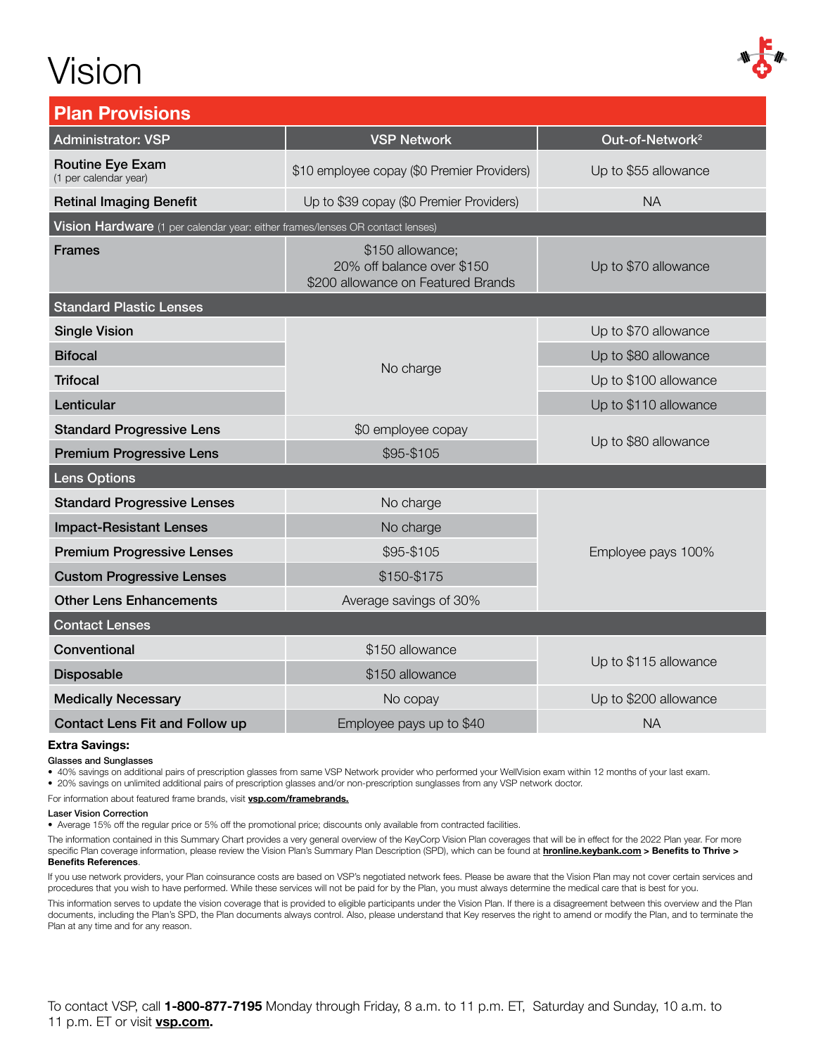# Vision

## Plan Provisions

| Administrator: VSP | VSP Network | Out-of-Network[2] |
|---|---|---|
| **Routine Eye Exam** (1 per calendar year) | $10 employee copay ($0 Premier Providers) | Up to $55 allowance |
| **Retinal Imaging Benefit** | Up to $39 copay ($0 Premier Providers) | NA |
| **Vision Hardware** (1 per calendar year: either frames/lenses OR contact lenses) | | |
| **Frames** | $150 allowance; 20% off balance over $150 $200 allowance on Featured Brands | Up to $70 allowance |
| **Standard Plastic Lenses** | | |
| **Single Vision** | No charge | Up to $70 allowance |
| **Bifocal** | No charge | Up to $80 allowance |
| **Trifocal** | No charge | Up to $100 allowance |
| **Lenticular** | No charge | Up to $110 allowance |
| **Standard Progressive Lens** | $0 employee copay | Up to $80 allowance |
| **Premium Progressive Lens** | $95-$105 | Up to $80 allowance |
| **Lens Options** | | |
| **Standard Progressive Lenses** | No charge | Employee pays 100% |
| **Impact-Resistant Lenses** | No charge | Employee pays 100% |
| **Premium Progressive Lenses** | $95-$105 | Employee pays 100% |
| **Custom Progressive Lenses** | $150-$175 | Employee pays 100% |
| **Other Lens Enhancements** | Average savings of 30% | Employee pays 100% |
| **Contact Lenses** | | |
| **Conventional** | $150 allowance | Up to $115 allowance |
| **Disposable** | $150 allowance | Up to $115 allowance |
| **Medically Necessary** | No copay | Up to $200 allowance |
| **Contact Lens Fit and Follow up** | Employee pays up to $40 | NA |

**Extra Savings:**

Glasses and Sunglasses

- 40% savings on additional pairs of prescription glasses from same VSP Network provider who performed your WellVision exam within 12 months of your last exam.
- 20% savings on unlimited additional pairs of prescription glasses and/or non-prescription sunglasses from any VSP network doctor.

For information about featured frame brands, visit **vsp.com/framebrands.**

Laser Vision Correction

- Average 15% off the regular price or 5% off the promotional price; discounts only available from contracted facilities.

The information contained in this Summary Chart provides a very general overview of the KeyCorp Vision Plan coverages that will be in effect for the 2022 Plan year. For more specific Plan coverage information, please review the Vision Plan's Summary Plan Description (SPD), which can be found at **hronline.keybank.com > Benefits to Thrive > Benefits References**.

If you use network providers, your Plan coinsurance costs are based on VSP's negotiated network fees. Please be aware that the Vision Plan may not cover certain services and procedures that you wish to have performed. While these services will not be paid for by the Plan, you must always determine the medical care that is best for you.

This information serves to update the vision coverage that is provided to eligible participants under the Vision Plan. If there is a disagreement between this overview and the Plan documents, including the Plan's SPD, the Plan documents always control. Also, please understand that Key reserves the right to amend or modify the Plan, and to terminate the Plan at any time and for any reason.

To contact VSP, call **1-800-877-7195** Monday through Friday, 8 a.m. to 11 p.m. ET, Saturday and Sunday, 10 a.m. to 11 p.m. ET or visit **vsp.com.**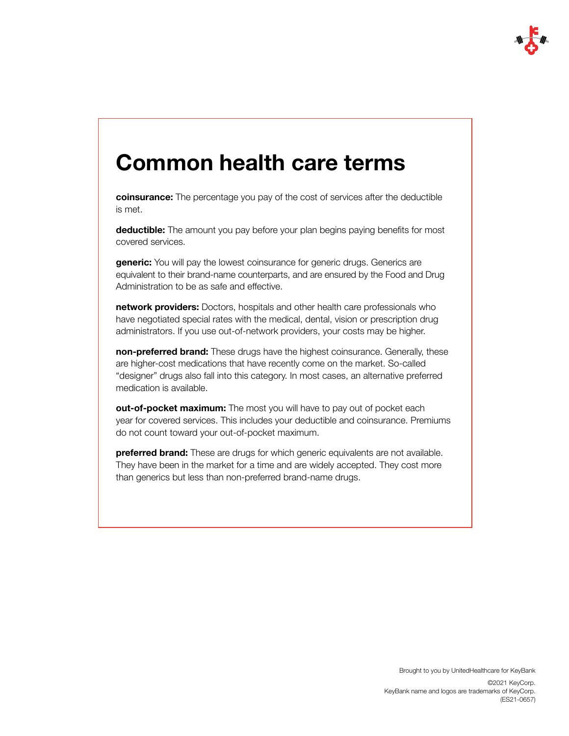# Common health care terms

**coinsurance:** The percentage you pay of the cost of services after the deductible is met.

**deductible:** The amount you pay before your plan begins paying benefits for most covered services.

**generic:** You will pay the lowest coinsurance for generic drugs. Generics are equivalent to their brand-name counterparts, and are ensured by the Food and Drug Administration to be as safe and effective.

**network providers:** Doctors, hospitals and other health care professionals who have negotiated special rates with the medical, dental, vision or prescription drug administrators. If you use out-of-network providers, your costs may be higher.

**non-preferred brand:** These drugs have the highest coinsurance. Generally, these are higher-cost medications that have recently come on the market. So-called "designer" drugs also fall into this category. In most cases, an alternative preferred medication is available.

**out-of-pocket maximum:** The most you will have to pay out of pocket each year for covered services. This includes your deductible and coinsurance. Premiums do not count toward your out-of-pocket maximum.

**preferred brand:** These are drugs for which generic equivalents are not available. They have been in the market for a time and are widely accepted. They cost more than generics but less than non-preferred brand-name drugs.

Brought to you by UnitedHealthcare for KeyBank

©2021 KeyCorp.
KeyBank name and logos are trademarks of KeyCorp.
(ES21-0657)